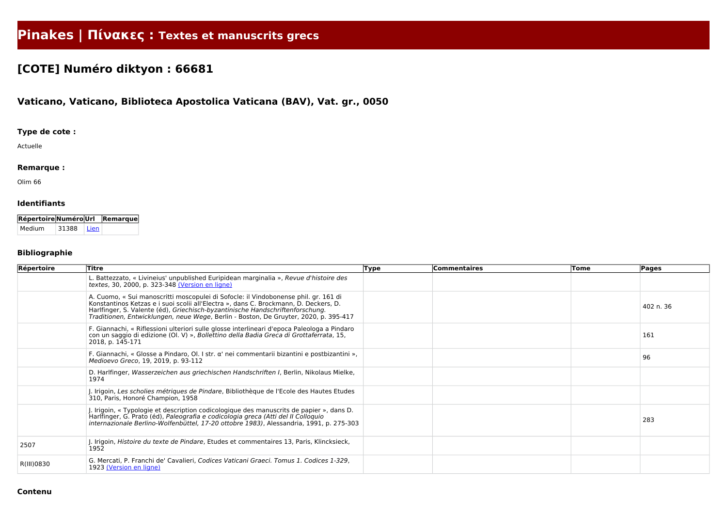# Pinakes | Πίνακες : Textes et manuscrits grecs

## [COTE] Numéro diktyon : 66681

### Vaticano, Vaticano, Biblioteca Apostolica Vaticana (BAV), Vat. gr., 0050

#### Type de cote :

Actuelle

#### Remarque :

Olim 66

#### Identifiants

| Répertoire | Numéro | Url | Remarque |
|---|---|---|---|
| Medium | 31388 | Lien | |

#### Bibliographie

| Répertoire | Titre | Type | Commentaires | Tome | Pages |
|---|---|---|---|---|---|
| | L. Battezzato, « Livineius' unpublished Euripidean marginalia », *Revue d'histoire des textes*, 30, 2000, p. 323-348 (Version en ligne) | | | | |
| | A. Cuomo, « Sui manoscritti moscopulei di Sofocle: il Vindobonense phil. gr. 161 di Konstantinos Ketzas e i suoi scolii all'Electra », dans C. Brockmann, D. Deckers, D. Harlfinger, S. Valente (éd), *Griechisch-byzantinische Handschriftenforschung. Traditionen, Entwicklungen, neue Wege*, Berlin - Boston, De Gruyter, 2020, p. 395-417 | | | | 402 n. 36 |
| | F. Giannachi, « Riflessioni ulteriori sulle glosse interlineari d'epoca Paleologa a Pindaro con un saggio di edizione (Ol. V) », *Bollettino della Badia Greca di Grottaferrata*, 15, 2018, p. 145-171 | | | | 161 |
| | F. Giannachi, « Glosse a Pindaro, Ol. I str. α' nei commentarii bizantini e postbizantini », *Medioevo Greco*, 19, 2019, p. 93-112 | | | | 96 |
| | D. Harlfinger, *Wasserzeichen aus griechischen Handschriften I*, Berlin, Nikolaus Mielke, 1974 | | | | |
| | J. Irigoin, *Les scholies métriques de Pindare*, Bibliothèque de l'Ecole des Hautes Etudes 310, Paris, Honoré Champion, 1958 | | | | |
| | J. Irigoin, « Typologie et description codicologique des manuscrits de papier », dans D. Harlfinger, G. Prato (éd), *Paleografia e codicologia greca (Atti del II Colloquio internazionale Berlino-Wolfenbüttel, 17-20 ottobre 1983)*, Alessandria, 1991, p. 275-303 | | | | 283 |
| 2507 | J. Irigoin, *Histoire du texte de Pindare*, Etudes et commentaires 13, Paris, Klincksieck, 1952 | | | | |
| R(III)0830 | G. Mercati, P. Franchi de' Cavalieri, *Codices Vaticani Graeci. Tomus 1. Codices 1-329*, 1923 (Version en ligne) | | | | |

#### Contenu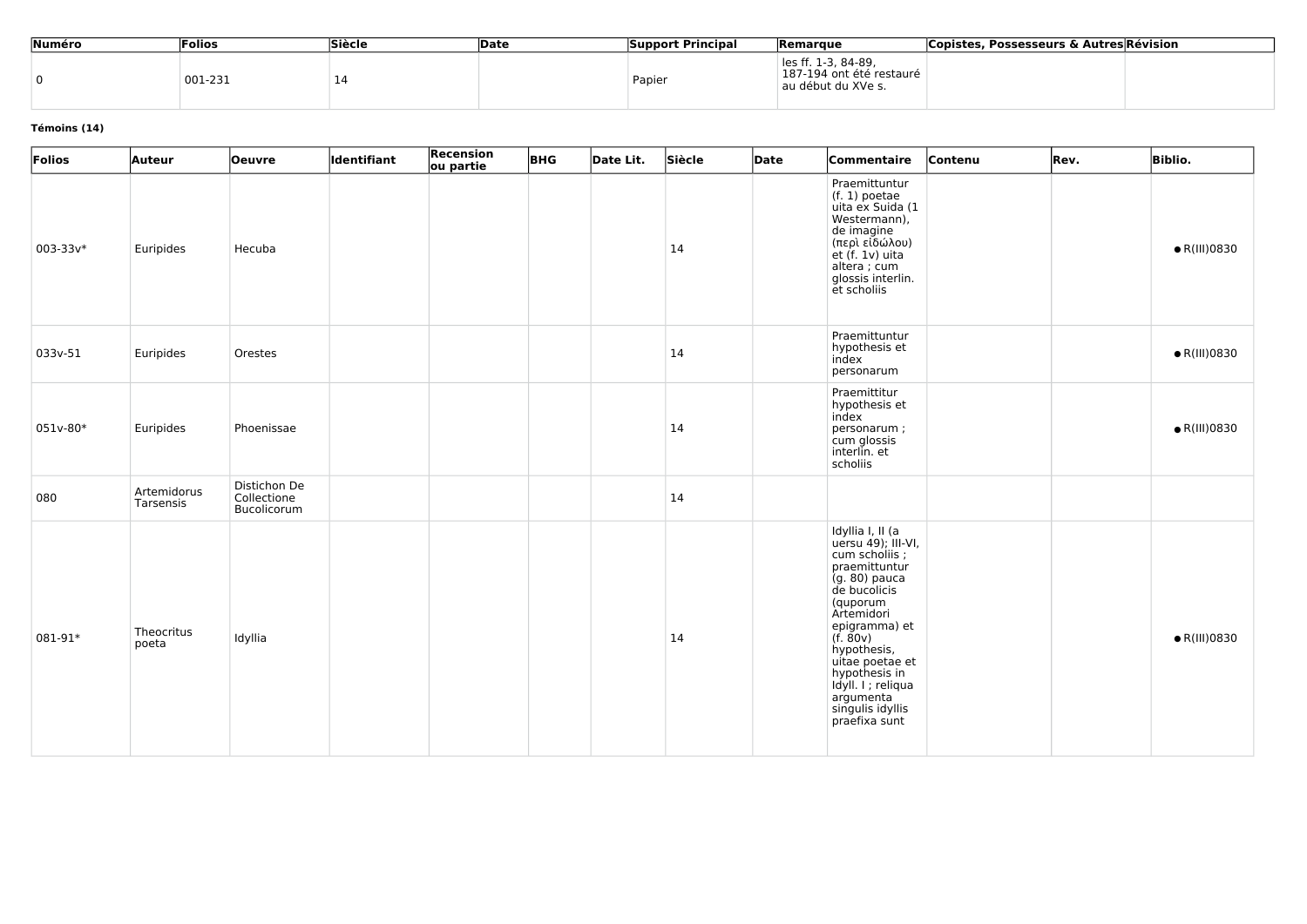| Numéro | Folios | Siècle | Date | Support Principal | Remarque | Copistes, Possesseurs & Autres | Révision |
|---|---|---|---|---|---|---|---|
| 0 | 001-231 | 14 | | Papier | les ff. 1-3, 84-89, 187-194 ont été restauré au début du XVe s. | | |

**Témoins (14)**

| Folios | Auteur | Oeuvre | Identifiant | Recension ou partie | BHG | Date Lit. | Siècle | Date | Commentaire | Contenu | Rev. | Biblio. |
|---|---|---|---|---|---|---|---|---|---|---|---|---|
| 003-33v* | Euripides | Hecuba | | | | | 14 | | Praemittuntur (f. 1) poetae uita ex Suida (1 Westermann), de imagine (περὶ εἰδώλου) et (f. 1v) uita altera ; cum glossis interlin. et scholiis | | | • R(III)0830 |
| 033v-51 | Euripides | Orestes | | | | | 14 | | Praemittuntur hypothesis et index personarum | | | • R(III)0830 |
| 051v-80* | Euripides | Phoenissae | | | | | 14 | | Praemittitur hypothesis et index personarum ; cum glossis interlin. et scholiis | | | • R(III)0830 |
| 080 | Artemidorus Tarsensis | Distichon De Collectione Bucolicorum | | | | | 14 | | | | | |
| 081-91* | Theocritus poeta | Idyllia | | | | | 14 | | Idyllia I, II (a uersu 49); III-VI, cum scholiis ; praemittuntur (g. 80) pauca de bucolicis (quporum Artemidori epigramma) et (f. 80v) hypothesis, uitae poetae et hypothesis in Idyll. I ; reliqua argumenta singulis idyllis praefixa sunt | | | • R(III)0830 |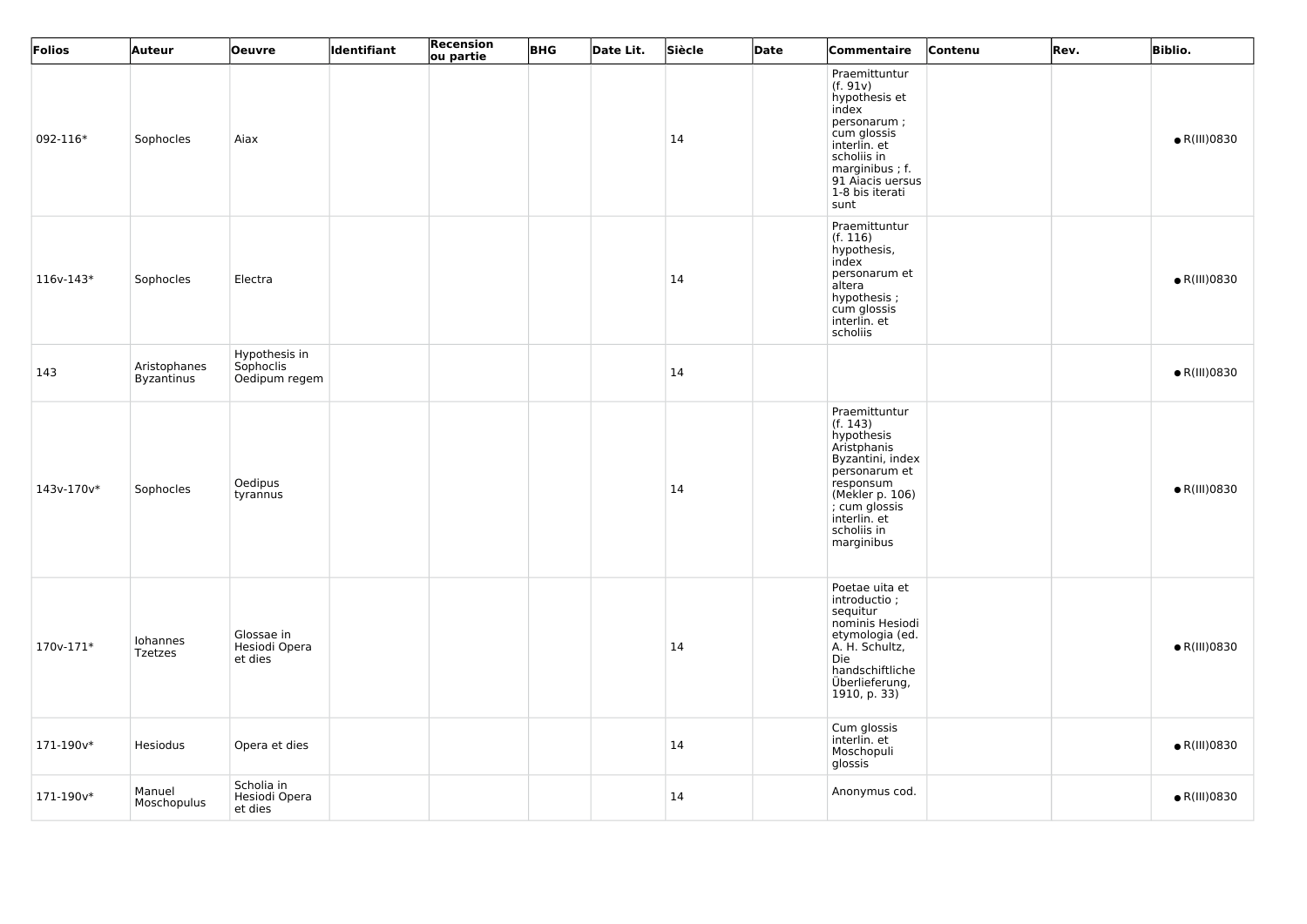| Folios | Auteur | Oeuvre | Identifiant | Recension ou partie | BHG | Date Lit. | Siècle | Date | Commentaire | Contenu | Rev. | Biblio. |
|---|---|---|---|---|---|---|---|---|---|---|---|---|
| 092-116* | Sophocles | Aiax | | | | | 14 | | Praemittuntur (f. 91v) hypothesis et index personarum ; cum glossis interlin. et scholiis in marginibus ; f. 91 Aiacis uersus 1-8 bis iterati sunt | | | ● R(III)0830 |
| 116v-143* | Sophocles | Electra | | | | | 14 | | Praemittuntur (f. 116) hypothesis, index personarum et altera hypothesis ; cum glossis interlin. et scholiis | | | ● R(III)0830 |
| 143 | Aristophanes Byzantinus | Hypothesis in Sophoclis Oedipum regem | | | | | 14 | | | | | ● R(III)0830 |
| 143v-170v* | Sophocles | Oedipus tyrannus | | | | | 14 | | Praemittuntur (f. 143) hypothesis Aristphanis Byzantini, index personarum et responsum (Mekler p. 106) ; cum glossis interlin. et scholiis in marginibus | | | ● R(III)0830 |
| 170v-171* | Iohannes Tzetzes | Glossae in Hesiodi Opera et dies | | | | | 14 | | Poetae uita et introductio ; sequitur nominis Hesiodi etymologia (ed. A. H. Schultz, Die handschiftliche Überlieferung, 1910, p. 33) | | | ● R(III)0830 |
| 171-190v* | Hesiodus | Opera et dies | | | | | 14 | | Cum glossis interlin. et Moschopuli glossis | | | ● R(III)0830 |
| 171-190v* | Manuel Moschopulus | Scholia in Hesiodi Opera et dies | | | | | 14 | | Anonymus cod. | | | ● R(III)0830 |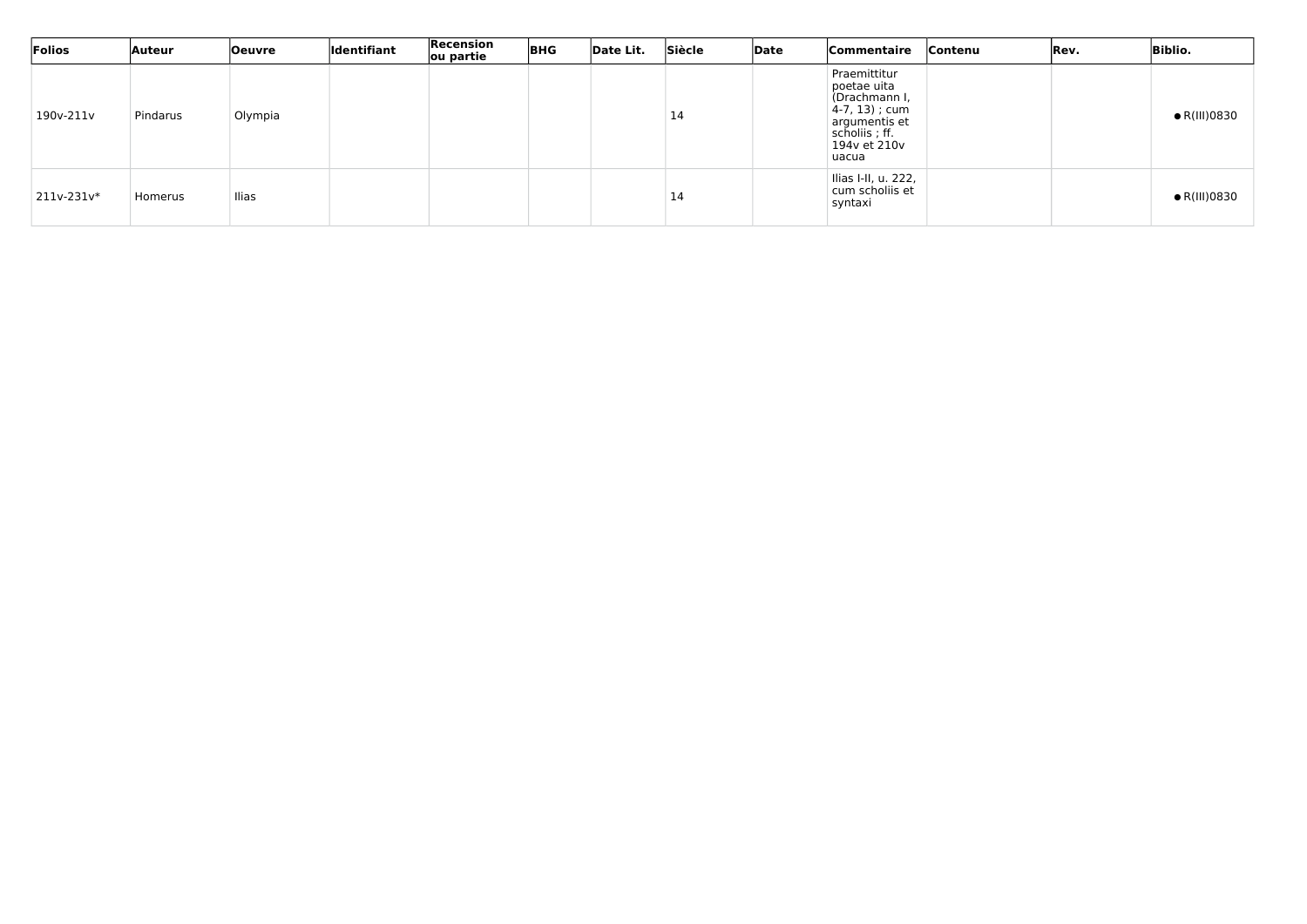| Folios | Auteur | Oeuvre | Identifiant | Recension ou partie | BHG | Date Lit. | Siècle | Date | Commentaire | Contenu | Rev. | Biblio. |
|---|---|---|---|---|---|---|---|---|---|---|---|---|
| 190v-211v | Pindarus | Olympia | | | | | 14 | | Praemittitur poetae uita (Drachmann I, 4-7, 13) ; cum argumentis et scholiis ; ff. 194v et 210v uacua | | | ● R(III)0830 |
| 211v-231v* | Homerus | Ilias | | | | | 14 | | Ilias I-II, u. 222, cum scholiis et syntaxi | | | ● R(III)0830 |